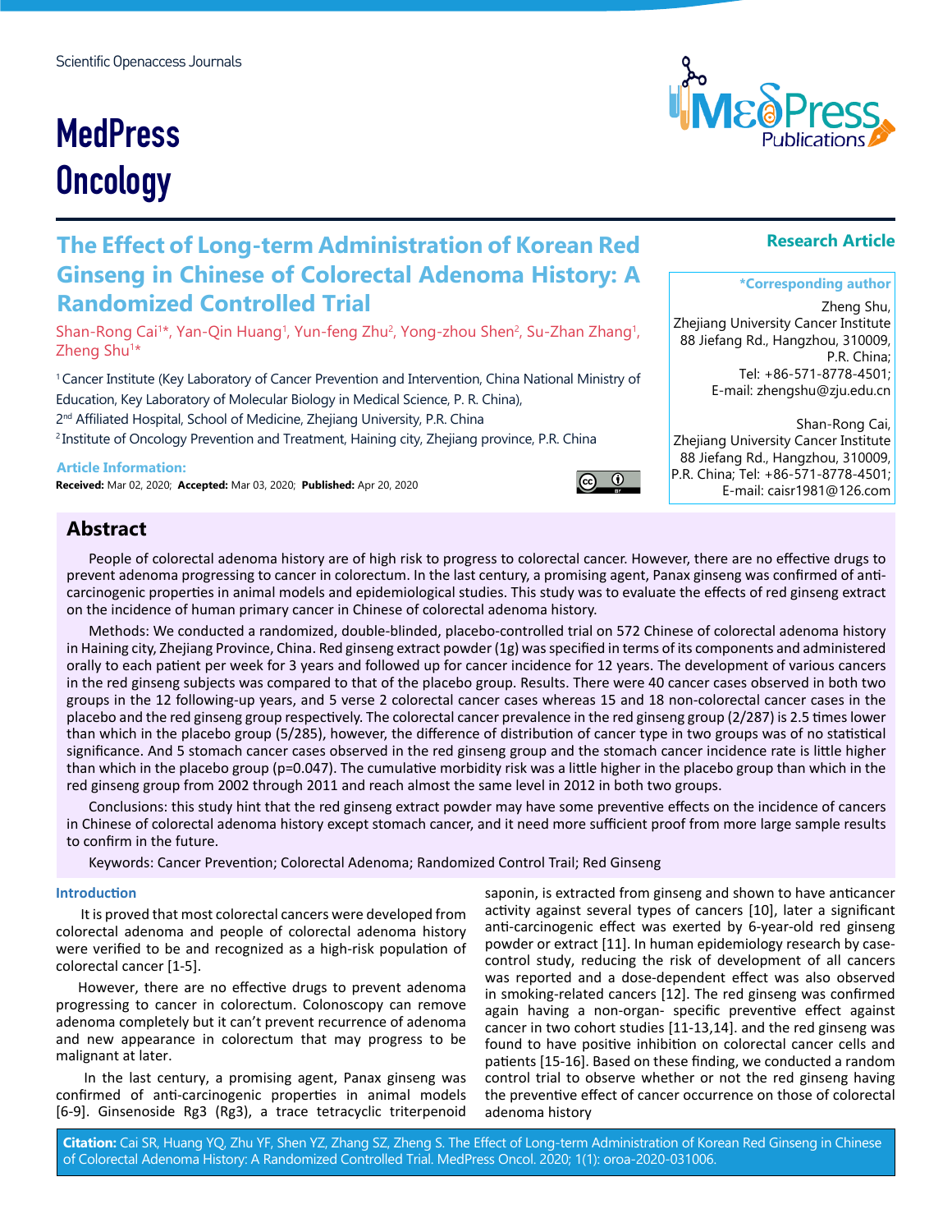Scientific Openaccess Journals

# MedPress Oncology

**Research Article**

# The Effect of Long-term Administration of Korean Red Ginseng in Chinese of Colorectal Adenoma History: A Randomized Controlled Trial

Shan-Rong Cai[1]*, Yan-Qin Huang[1], Yun-feng Zhu[2], Yong-zhou Shen[2], Su-Zhan Zhang[1], Zheng Shu[1]*

[1] Cancer Institute (Key Laboratory of Cancer Prevention and Intervention, China National Ministry of Education, Key Laboratory of Molecular Biology in Medical Science, P. R. China),
2nd Affiliated Hospital, School of Medicine, Zhejiang University, P.R. China
[2] Institute of Oncology Prevention and Treatment, Haining city, Zhejiang province, P.R. China

**Article Information:**
**Received:** Mar 02, 2020; **Accepted:** Mar 03, 2020; **Published:** Apr 20, 2020

***Corresponding author**

Zheng Shu,
Zhejiang University Cancer Institute
88 Jiefang Rd., Hangzhou, 310009, P.R. China;
Tel: +86-571-8778-4501;
E-mail: zhengshu@zju.edu.cn

Shan-Rong Cai,
Zhejiang University Cancer Institute
88 Jiefang Rd., Hangzhou, 310009, P.R. China; Tel: +86-571-8778-4501;
E-mail: caisr1981@126.com

## Abstract

People of colorectal adenoma history are of high risk to progress to colorectal cancer. However, there are no effective drugs to prevent adenoma progressing to cancer in colorectum. In the last century, a promising agent, Panax ginseng was confirmed of anti-carcinogenic properties in animal models and epidemiological studies. This study was to evaluate the effects of red ginseng extract on the incidence of human primary cancer in Chinese of colorectal adenoma history.

Methods: We conducted a randomized, double-blinded, placebo-controlled trial on 572 Chinese of colorectal adenoma history in Haining city, Zhejiang Province, China. Red ginseng extract powder (1g) was specified in terms of its components and administered orally to each patient per week for 3 years and followed up for cancer incidence for 12 years. The development of various cancers in the red ginseng subjects was compared to that of the placebo group. Results. There were 40 cancer cases observed in both two groups in the 12 following-up years, and 5 verse 2 colorectal cancer cases whereas 15 and 18 non-colorectal cancer cases in the placebo and the red ginseng group respectively. The colorectal cancer prevalence in the red ginseng group (2/287) is 2.5 times lower than which in the placebo group (5/285), however, the difference of distribution of cancer type in two groups was of no statistical significance. And 5 stomach cancer cases observed in the red ginseng group and the stomach cancer incidence rate is little higher than which in the placebo group (p=0.047). The cumulative morbidity risk was a little higher in the placebo group than which in the red ginseng group from 2002 through 2011 and reach almost the same level in 2012 in both two groups.

Conclusions: this study hint that the red ginseng extract powder may have some preventive effects on the incidence of cancers in Chinese of colorectal adenoma history except stomach cancer, and it need more sufficient proof from more large sample results to confirm in the future.

Keywords: Cancer Prevention; Colorectal Adenoma; Randomized Control Trail; Red Ginseng

## Introduction

It is proved that most colorectal cancers were developed from colorectal adenoma and people of colorectal adenoma history were verified to be and recognized as a high-risk population of colorectal cancer [1-5].

However, there are no effective drugs to prevent adenoma progressing to cancer in colorectum. Colonoscopy can remove adenoma completely but it can't prevent recurrence of adenoma and new appearance in colorectum that may progress to be malignant at later.

In the last century, a promising agent, Panax ginseng was confirmed of anti-carcinogenic properties in animal models [6-9]. Ginsenoside Rg3 (Rg3), a trace tetracyclic triterpenoid saponin, is extracted from ginseng and shown to have anticancer activity against several types of cancers [10], later a significant anti-carcinogenic effect was exerted by 6-year-old red ginseng powder or extract [11]. In human epidemiology research by case-control study, reducing the risk of development of all cancers was reported and a dose-dependent effect was also observed in smoking-related cancers [12]. The red ginseng was confirmed again having a non-organ- specific preventive effect against cancer in two cohort studies [11-13,14]. and the red ginseng was found to have positive inhibition on colorectal cancer cells and patients [15-16]. Based on these finding, we conducted a random control trial to observe whether or not the red ginseng having the preventive effect of cancer occurrence on those of colorectal adenoma history

**Citation:** Cai SR, Huang YQ, Zhu YF, Shen YZ, Zhang SZ, Zheng S. The Effect of Long-term Administration of Korean Red Ginseng in Chinese of Colorectal Adenoma History: A Randomized Controlled Trial. MedPress Oncol. 2020; 1(1): oroa-2020-031006.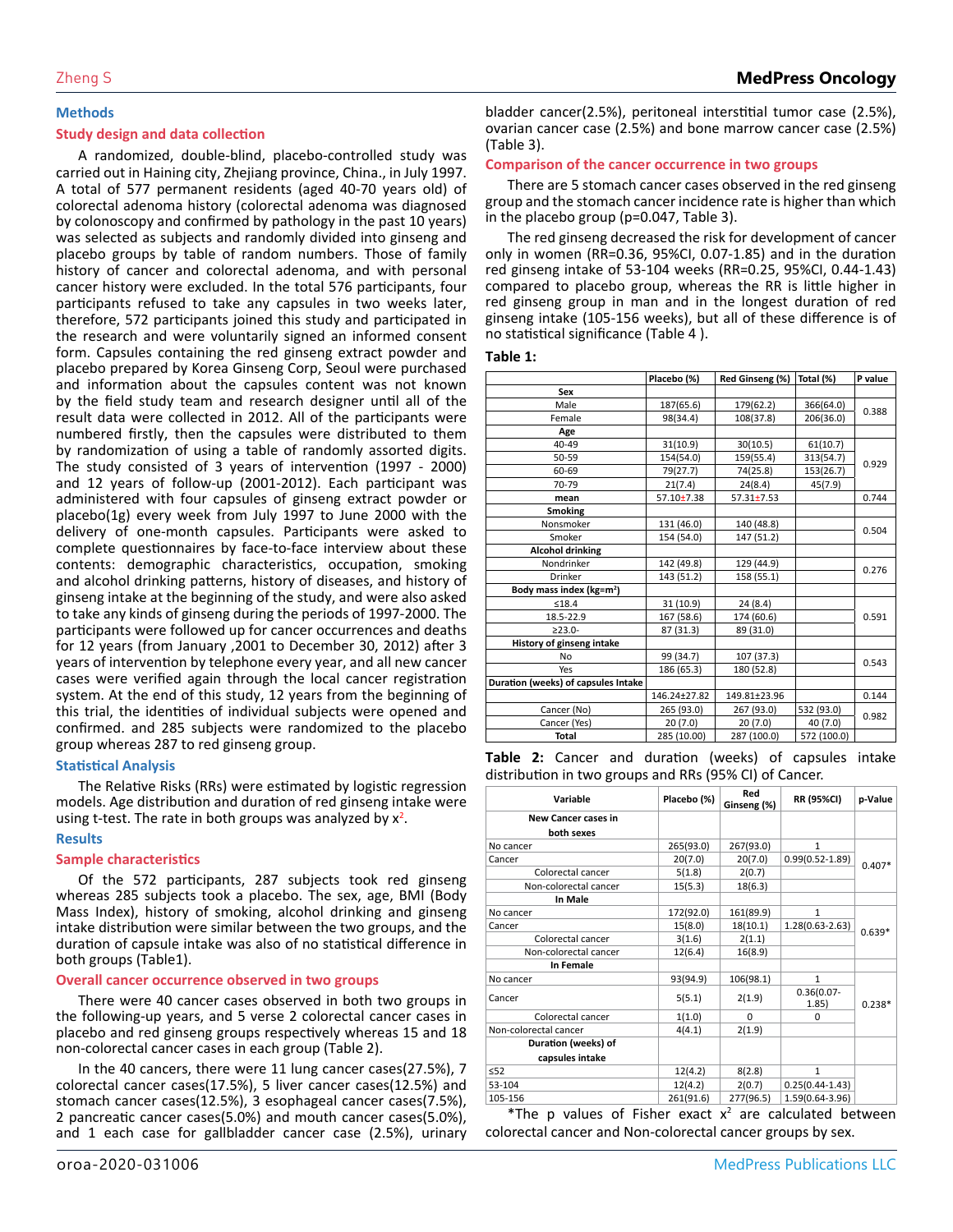## Methods

### Study design and data collection

A randomized, double-blind, placebo-controlled study was carried out in Haining city, Zhejiang province, China., in July 1997. A total of 577 permanent residents (aged 40-70 years old) of colorectal adenoma history (colorectal adenoma was diagnosed by colonoscopy and confirmed by pathology in the past 10 years) was selected as subjects and randomly divided into ginseng and placebo groups by table of random numbers. Those of family history of cancer and colorectal adenoma, and with personal cancer history were excluded. In the total 576 participants, four participants refused to take any capsules in two weeks later, therefore, 572 participants joined this study and participated in the research and were voluntarily signed an informed consent form. Capsules containing the red ginseng extract powder and placebo prepared by Korea Ginseng Corp, Seoul were purchased and information about the capsules content was not known by the field study team and research designer until all of the result data were collected in 2012. All of the participants were numbered firstly, then the capsules were distributed to them by randomization of using a table of randomly assorted digits. The study consisted of 3 years of intervention (1997 - 2000) and 12 years of follow-up (2001-2012). Each participant was administered with four capsules of ginseng extract powder or placebo(1g) every week from July 1997 to June 2000 with the delivery of one-month capsules. Participants were asked to complete questionnaires by face-to-face interview about these contents: demographic characteristics, occupation, smoking and alcohol drinking patterns, history of diseases, and history of ginseng intake at the beginning of the study, and were also asked to take any kinds of ginseng during the periods of 1997-2000. The participants were followed up for cancer occurrences and deaths for 12 years (from January ,2001 to December 30, 2012) after 3 years of intervention by telephone every year, and all new cancer cases were verified again through the local cancer registration system. At the end of this study, 12 years from the beginning of this trial, the identities of individual subjects were opened and confirmed. and 285 subjects were randomized to the placebo group whereas 287 to red ginseng group.

### Statistical Analysis

The Relative Risks (RRs) were estimated by logistic regression models. Age distribution and duration of red ginseng intake were using t-test. The rate in both groups was analyzed by $x^2$.

## Results

### Sample characteristics

Of the 572 participants, 287 subjects took red ginseng whereas 285 subjects took a placebo. The sex, age, BMI (Body Mass Index), history of smoking, alcohol drinking and ginseng intake distribution were similar between the two groups, and the duration of capsule intake was also of no statistical difference in both groups (Table1).

### Overall cancer occurrence observed in two groups

There were 40 cancer cases observed in both two groups in the following-up years, and 5 verse 2 colorectal cancer cases in placebo and red ginseng groups respectively whereas 15 and 18 non-colorectal cancer cases in each group (Table 2).

In the 40 cancers, there were 11 lung cancer cases(27.5%), 7 colorectal cancer cases(17.5%), 5 liver cancer cases(12.5%) and stomach cancer cases(12.5%), 3 esophageal cancer cases(7.5%), 2 pancreatic cancer cases(5.0%) and mouth cancer cases(5.0%), and 1 each case for gallbladder cancer case (2.5%), urinary bladder cancer(2.5%), peritoneal interstitial tumor case (2.5%), ovarian cancer case (2.5%) and bone marrow cancer case (2.5%) (Table 3).

### Comparison of the cancer occurrence in two groups

There are 5 stomach cancer cases observed in the red ginseng group and the stomach cancer incidence rate is higher than which in the placebo group (p=0.047, Table 3).

The red ginseng decreased the risk for development of cancer only in women (RR=0.36, 95%CI, 0.07-1.85) and in the duration red ginseng intake of 53-104 weeks (RR=0.25, 95%CI, 0.44-1.43) compared to placebo group, whereas the RR is little higher in red ginseng group in man and in the longest duration of red ginseng intake (105-156 weeks), but all of these difference is of no statistical significance (Table 4 ).

**Table 1:**

| | Placebo (%) | Red Ginseng (%) | Total (%) | P value |
|---|---|---|---|---|
| **Sex** | | | | |
| Male | 187(65.6) | 179(62.2) | 366(64.0) | 0.388 |
| Female | 98(34.4) | 108(37.8) | 206(36.0) | |
| **Age** | | | | |
| 40-49 | 31(10.9) | 30(10.5) | 61(10.7) | 0.929 |
| 50-59 | 154(54.0) | 159(55.4) | 313(54.7) | |
| 60-69 | 79(27.7) | 74(25.8) | 153(26.7) | |
| 70-79 | 21(7.4) | 24(8.4) | 45(7.9) | |
| **mean** | 57.10±7.38 | 57.31±7.53 | | 0.744 |
| **Smoking** | | | | |
| Nonsmoker | 131 (46.0) | 140 (48.8) | | 0.504 |
| Smoker | 154 (54.0) | 147 (51.2) | | |
| **Alcohol drinking** | | | | |
| Nondrinker | 142 (49.8) | 129 (44.9) | | 0.276 |
| Drinker | 143 (51.2) | 158 (55.1) | | |
| **Body mass index (kg=m²)** | | | | |
| ≤18.4 | 31 (10.9) | 24 (8.4) | | 0.591 |
| 18.5-22.9 | 167 (58.6) | 174 (60.6) | | |
| ≥23.0- | 87 (31.3) | 89 (31.0) | | |
| **History of ginseng intake** | | | | |
| No | 99 (34.7) | 107 (37.3) | | 0.543 |
| Yes | 186 (65.3) | 180 (52.8) | | |
| **Duration (weeks) of capsules Intake** | | | | |
| | 146.24±27.82 | 149.81±23.96 | | 0.144 |
| Cancer (No) | 265 (93.0) | 267 (93.0) | 532 (93.0) | 0.982 |
| Cancer (Yes) | 20 (7.0) | 20 (7.0) | 40 (7.0) | |
| **Total** | 285 (10.00) | 287 (100.0) | 572 (100.0) | |

**Table 2:** Cancer and duration (weeks) of capsules intake distribution in two groups and RRs (95% CI) of Cancer.

| Variable | Placebo (%) | Red Ginseng (%) | RR (95%CI) | p-Value |
|---|---|---|---|---|
| **New Cancer cases in both sexes** | | | | |
| No cancer | 265(93.0) | 267(93.0) | 1 | 0.407* |
| Cancer | 20(7.0) | 20(7.0) | 0.99(0.52-1.89) | |
| Colorectal cancer | 5(1.8) | 2(0.7) | | |
| Non-colorectal cancer | 15(5.3) | 18(6.3) | | |
| **In Male** | | | | |
| No cancer | 172(92.0) | 161(89.9) | 1 | 0.639* |
| Cancer | 15(8.0) | 18(10.1) | 1.28(0.63-2.63) | |
| Colorectal cancer | 3(1.6) | 2(1.1) | | |
| Non-colorectal cancer | 12(6.4) | 16(8.9) | | |
| **In Female** | | | | |
| No cancer | 93(94.9) | 106(98.1) | 1 | 0.238* |
| Cancer | 5(5.1) | 2(1.9) | 0.36(0.07-1.85) | |
| Colorectal cancer | 1(1.0) | 0 | 0 | |
| Non-colorectal cancer | 4(4.1) | 2(1.9) | | |
| **Duration (weeks) of capsules intake** | | | | |
| ≤52 | 12(4.2) | 8(2.8) | 1 | |
| 53-104 | 12(4.2) | 2(0.7) | 0.25(0.44-1.43) | |
| 105-156 | 261(91.6) | 277(96.5) | 1.59(0.64-3.96) | |

*The p values of Fisher exact $x^2$ are calculated between colorectal cancer and Non-colorectal cancer groups by sex.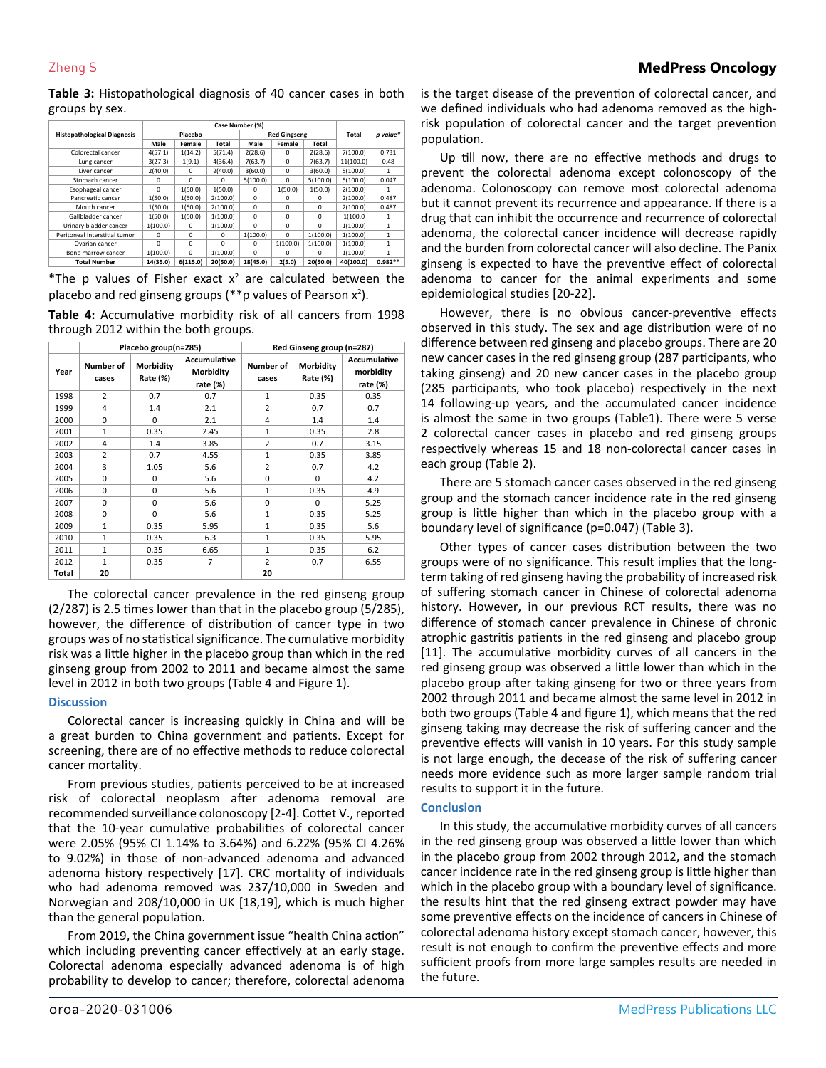**Table 3:** Histopathological diagnosis of 40 cancer cases in both groups by sex.

| Histopathological Diagnosis | Case Number (%) | | | | | | Total | p value* |
|---|---|---|---|---|---|---|---|---|
| | Placebo | | | Red Gingseng | | | | |
| | Male | Female | Total | Male | Female | Total | | |
| Colorectal cancer | 4(57.1) | 1(14.2) | 5(71.4) | 2(28.6) | 0 | 2(28.6) | 7(100.0) | 0.731 |
| Lung cancer | 3(27.3) | 1(9.1) | 4(36.4) | 7(63.7) | 0 | 7(63.7) | 11(100.0) | 0.48 |
| Liver cancer | 2(40.0) | 0 | 2(40.0) | 3(60.0) | 0 | 3(60.0) | 5(100.0) | 1 |
| Stomach cancer | 0 | 0 | 0 | 5(100.0) | 0 | 5(100.0) | 5(100.0) | 0.047 |
| Esophageal cancer | 0 | 1(50.0) | 1(50.0) | 0 | 1(50.0) | 1(50.0) | 2(100.0) | 1 |
| Pancreatic cancer | 1(50.0) | 1(50.0) | 2(100.0) | 0 | 0 | 0 | 2(100.0) | 0.487 |
| Mouth cancer | 1(50.0) | 1(50.0) | 2(100.0) | 0 | 0 | 0 | 2(100.0) | 0.487 |
| Gallbladder cancer | 1(50.0) | 1(50.0) | 1(100.0) | 0 | 0 | 0 | 1(100.0 | 1 |
| Urinary bladder cancer | 1(100.0) | 0 | 1(100.0) | 0 | 0 | 0 | 1(100.0) | 1 |
| Peritoneal interstitial tumor | 0 | 0 | 0 | 1(100.0) | 0 | 1(100.0) | 1(100.0) | 1 |
| Ovarian cancer | 0 | 0 | 0 | 0 | 1(100.0) | 1(100.0) | 1(100.0) | 1 |
| Bone marrow cancer | 1(100.0) | 0 | 1(100.0) | 0 | 0 | 0 | 1(100.0) | 1 |
| **Total Number** | **14(35.0)** | **6(115.0)** | **20(50.0)** | **18(45.0)** | **2(5.0)** | **20(50.0)** | **40(100.0)** | **0.982**** |

*The p values of Fisher exact $x^2$ are calculated between the placebo and red ginseng groups (**p values of Pearson $x^2$).

**Table 4:** Accumulative morbidity risk of all cancers from 1998 through 2012 within the both groups.

| Year | Placebo group(n=285) | | | Red Ginseng group (n=287) | | |
|---|---|---|---|---|---|---|
| | Number of cases | Morbidity Rate (%) | Accumulative Morbidity rate (%) | Number of cases | Morbidity Rate (%) | Accumulative morbidity rate (%) |
| 1998 | 2 | 0.7 | 0.7 | 1 | 0.35 | 0.35 |
| 1999 | 4 | 1.4 | 2.1 | 2 | 0.7 | 0.7 |
| 2000 | 0 | 0 | 2.1 | 4 | 1.4 | 1.4 |
| 2001 | 1 | 0.35 | 2.45 | 1 | 0.35 | 2.8 |
| 2002 | 4 | 1.4 | 3.85 | 2 | 0.7 | 3.15 |
| 2003 | 2 | 0.7 | 4.55 | 1 | 0.35 | 3.85 |
| 2004 | 3 | 1.05 | 5.6 | 2 | 0.7 | 4.2 |
| 2005 | 0 | 0 | 5.6 | 0 | 0 | 4.2 |
| 2006 | 0 | 0 | 5.6 | 1 | 0.35 | 4.9 |
| 2007 | 0 | 0 | 5.6 | 0 | 0 | 5.25 |
| 2008 | 0 | 0 | 5.6 | 1 | 0.35 | 5.25 |
| 2009 | 1 | 0.35 | 5.95 | 1 | 0.35 | 5.6 |
| 2010 | 1 | 0.35 | 6.3 | 1 | 0.35 | 5.95 |
| 2011 | 1 | 0.35 | 6.65 | 1 | 0.35 | 6.2 |
| 2012 | 1 | 0.35 | 7 | 2 | 0.7 | 6.55 |
| **Total** | **20** | | | **20** | | |

The colorectal cancer prevalence in the red ginseng group (2/287) is 2.5 times lower than that in the placebo group (5/285), however, the difference of distribution of cancer type in two groups was of no statistical significance. The cumulative morbidity risk was a little higher in the placebo group than which in the red ginseng group from 2002 to 2011 and became almost the same level in 2012 in both two groups (Table 4 and Figure 1).

## Discussion

Colorectal cancer is increasing quickly in China and will be a great burden to China government and patients. Except for screening, there are of no effective methods to reduce colorectal cancer mortality.

From previous studies, patients perceived to be at increased risk of colorectal neoplasm after adenoma removal are recommended surveillance colonoscopy [2-4]. Cottet V., reported that the 10-year cumulative probabilities of colorectal cancer were 2.05% (95% CI 1.14% to 3.64%) and 6.22% (95% CI 4.26% to 9.02%) in those of non-advanced adenoma and advanced adenoma history respectively [17]. CRC mortality of individuals who had adenoma removed was 237/10,000 in Sweden and Norwegian and 208/10,000 in UK [18,19], which is much higher than the general population.

From 2019, the China government issue "health China action" which including preventing cancer effectively at an early stage. Colorectal adenoma especially advanced adenoma is of high probability to develop to cancer; therefore, colorectal adenoma is the target disease of the prevention of colorectal cancer, and we defined individuals who had adenoma removed as the high-risk population of colorectal cancer and the target prevention population.

Up till now, there are no effective methods and drugs to prevent the colorectal adenoma except colonoscopy of the adenoma. Colonoscopy can remove most colorectal adenoma but it cannot prevent its recurrence and appearance. If there is a drug that can inhibit the occurrence and recurrence of colorectal adenoma, the colorectal cancer incidence will decrease rapidly and the burden from colorectal cancer will also decline. The Panix ginseng is expected to have the preventive effect of colorectal adenoma to cancer for the animal experiments and some epidemiological studies [20-22].

However, there is no obvious cancer-preventive effects observed in this study. The sex and age distribution were of no difference between red ginseng and placebo groups. There are 20 new cancer cases in the red ginseng group (287 participants, who taking ginseng) and 20 new cancer cases in the placebo group (285 participants, who took placebo) respectively in the next 14 following-up years, and the accumulated cancer incidence is almost the same in two groups (Table1). There were 5 verse 2 colorectal cancer cases in placebo and red ginseng groups respectively whereas 15 and 18 non-colorectal cancer cases in each group (Table 2).

There are 5 stomach cancer cases observed in the red ginseng group and the stomach cancer incidence rate in the red ginseng group is little higher than which in the placebo group with a boundary level of significance (p=0.047) (Table 3).

Other types of cancer cases distribution between the two groups were of no significance. This result implies that the long-term taking of red ginseng having the probability of increased risk of suffering stomach cancer in Chinese of colorectal adenoma history. However, in our previous RCT results, there was no difference of stomach cancer prevalence in Chinese of chronic atrophic gastritis patients in the red ginseng and placebo group [11]. The accumulative morbidity curves of all cancers in the red ginseng group was observed a little lower than which in the placebo group after taking ginseng for two or three years from 2002 through 2011 and became almost the same level in 2012 in both two groups (Table 4 and figure 1), which means that the red ginseng taking may decrease the risk of suffering cancer and the preventive effects will vanish in 10 years. For this study sample is not large enough, the decease of the risk of suffering cancer needs more evidence such as more larger sample random trial results to support it in the future.

## Conclusion

In this study, the accumulative morbidity curves of all cancers in the red ginseng group was observed a little lower than which in the placebo group from 2002 through 2012, and the stomach cancer incidence rate in the red ginseng group is little higher than which in the placebo group with a boundary level of significance. the results hint that the red ginseng extract powder may have some preventive effects on the incidence of cancers in Chinese of colorectal adenoma history except stomach cancer, however, this result is not enough to confirm the preventive effects and more sufficient proofs from more large samples results are needed in the future.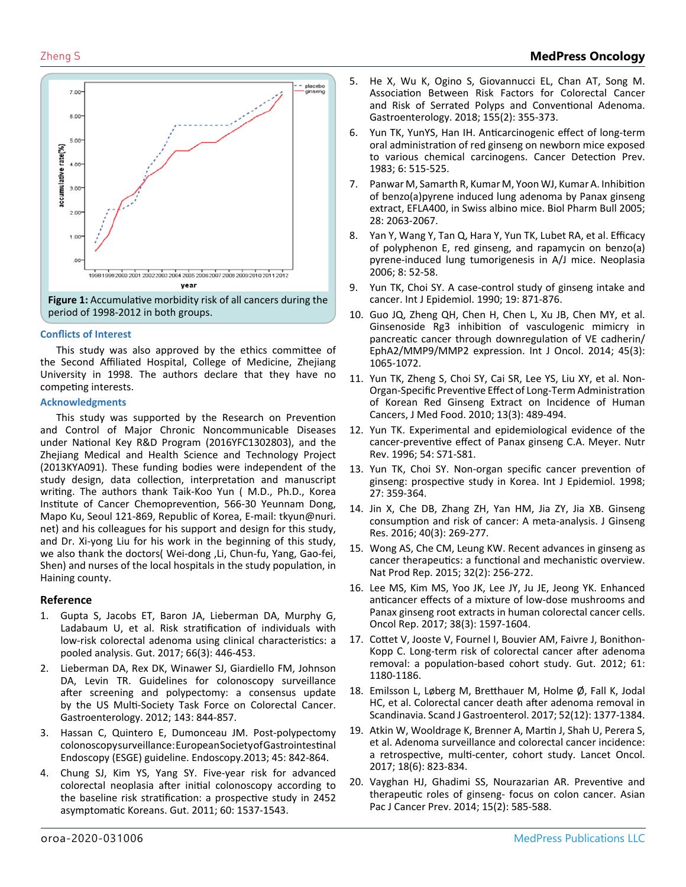**Figure 1:** Accumulative morbidity risk of all cancers during the period of 1998-2012 in both groups.

## Conflicts of Interest

This study was also approved by the ethics committee of the Second Affiliated Hospital, College of Medicine, Zhejiang University in 1998. The authors declare that they have no competing interests.

## Acknowledgments

This study was supported by the Research on Prevention and Control of Major Chronic Noncommunicable Diseases under National Key R&D Program (2016YFC1302803), and the Zhejiang Medical and Health Science and Technology Project (2013KYA091). These funding bodies were independent of the study design, data collection, interpretation and manuscript writing. The authors thank Taik-Koo Yun ( M.D., Ph.D., Korea Institute of Cancer Chemoprevention, 566-30 Yeunnam Dong, Mapo Ku, Seoul 121-869, Republic of Korea, E-mail: tkyun@nuri.net) and his colleagues for his support and design for this study, and Dr. Xi-yong Liu for his work in the beginning of this study, we also thank the doctors( Wei-dong ,Li, Chun-fu, Yang, Gao-fei, Shen) and nurses of the local hospitals in the study population, in Haining county.

## Reference

1. Gupta S, Jacobs ET, Baron JA, Lieberman DA, Murphy G, Ladabaum U, et al. Risk stratification of individuals with low-risk colorectal adenoma using clinical characteristics: a pooled analysis. Gut. 2017; 66(3): 446-453.
2. Lieberman DA, Rex DK, Winawer SJ, Giardiello FM, Johnson DA, Levin TR. Guidelines for colonoscopy surveillance after screening and polypectomy: a consensus update by the US Multi-Society Task Force on Colorectal Cancer. Gastroenterology. 2012; 143: 844-857.
3. Hassan C, Quintero E, Dumonceau JM. Post-polypectomy colonoscopysurveillance:EuropeanSocietyofGastrointestinal Endoscopy (ESGE) guideline. Endoscopy.2013; 45: 842-864.
4. Chung SJ, Kim YS, Yang SY. Five-year risk for advanced colorectal neoplasia after initial colonoscopy according to the baseline risk stratification: a prospective study in 2452 asymptomatic Koreans. Gut. 2011; 60: 1537-1543.
5. He X, Wu K, Ogino S, Giovannucci EL, Chan AT, Song M. Association Between Risk Factors for Colorectal Cancer and Risk of Serrated Polyps and Conventional Adenoma. Gastroenterology. 2018; 155(2): 355-373.
6. Yun TK, YunYS, Han IH. Anticarcinogenic effect of long-term oral administration of red ginseng on newborn mice exposed to various chemical carcinogens. Cancer Detection Prev. 1983; 6: 515-525.
7. Panwar M, Samarth R, Kumar M, Yoon WJ, Kumar A. Inhibition of benzo(a)pyrene induced lung adenoma by Panax ginseng extract, EFLA400, in Swiss albino mice. Biol Pharm Bull 2005; 28: 2063-2067.
8. Yan Y, Wang Y, Tan Q, Hara Y, Yun TK, Lubet RA, et al. Efficacy of polyphenon E, red ginseng, and rapamycin on benzo(a) pyrene-induced lung tumorigenesis in A/J mice. Neoplasia 2006; 8: 52-58.
9. Yun TK, Choi SY. A case-control study of ginseng intake and cancer. Int J Epidemiol. 1990; 19: 871-876.
10. Guo JQ, Zheng QH, Chen H, Chen L, Xu JB, Chen MY, et al. Ginsenoside Rg3 inhibition of vasculogenic mimicry in pancreatic cancer through downregulation of VE cadherin/EphA2/MMP9/MMP2 expression. Int J Oncol. 2014; 45(3): 1065-1072.
11. Yun TK, Zheng S, Choi SY, Cai SR, Lee YS, Liu XY, et al. Non-Organ-Specific Preventive Effect of Long-Term Administration of Korean Red Ginseng Extract on Incidence of Human Cancers, J Med Food. 2010; 13(3): 489-494.
12. Yun TK. Experimental and epidemiological evidence of the cancer-preventive effect of Panax ginseng C.A. Meyer. Nutr Rev. 1996; 54: S71-S81.
13. Yun TK, Choi SY. Non-organ specific cancer prevention of ginseng: prospective study in Korea. Int J Epidemiol. 1998; 27: 359-364.
14. Jin X, Che DB, Zhang ZH, Yan HM, Jia ZY, Jia XB. Ginseng consumption and risk of cancer: A meta-analysis. J Ginseng Res. 2016; 40(3): 269-277.
15. Wong AS, Che CM, Leung KW. Recent advances in ginseng as cancer therapeutics: a functional and mechanistic overview. Nat Prod Rep. 2015; 32(2): 256-272.
16. Lee MS, Kim MS, Yoo JK, Lee JY, Ju JE, Jeong YK. Enhanced anticancer effects of a mixture of low-dose mushrooms and Panax ginseng root extracts in human colorectal cancer cells. Oncol Rep. 2017; 38(3): 1597-1604.
17. Cottet V, Jooste V, Fournel I, Bouvier AM, Faivre J, Bonithon-Kopp C. Long-term risk of colorectal cancer after adenoma removal: a population-based cohort study. Gut. 2012; 61: 1180-1186.
18. Emilsson L, Løberg M, Bretthauer M, Holme Ø, Fall K, Jodal HC, et al. Colorectal cancer death after adenoma removal in Scandinavia. Scand J Gastroenterol. 2017; 52(12): 1377-1384.
19. Atkin W, Wooldrage K, Brenner A, Martin J, Shah U, Perera S, et al. Adenoma surveillance and colorectal cancer incidence: a retrospective, multi-center, cohort study. Lancet Oncol. 2017; 18(6): 823-834.
20. Vayghan HJ, Ghadimi SS, Nourazarian AR. Preventive and therapeutic roles of ginseng- focus on colon cancer. Asian Pac J Cancer Prev. 2014; 15(2): 585-588.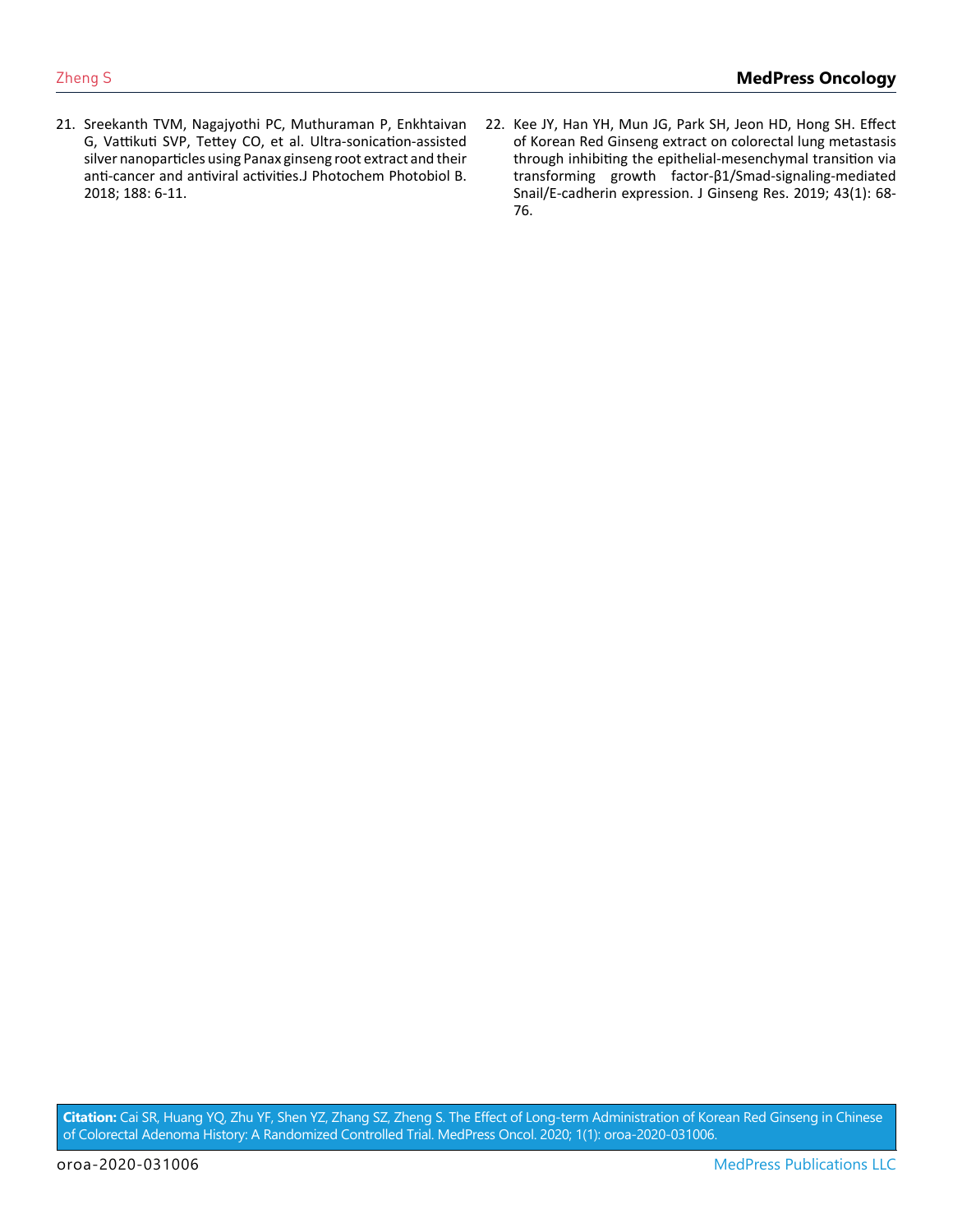21. Sreekanth TVM, Nagajyothi PC, Muthuraman P, Enkhtaivan G, Vattikuti SVP, Tettey CO, et al. Ultra-sonication-assisted silver nanoparticles using Panax ginseng root extract and their anti-cancer and antiviral activities.J Photochem Photobiol B. 2018; 188: 6-11.

22. Kee JY, Han YH, Mun JG, Park SH, Jeon HD, Hong SH. Effect of Korean Red Ginseng extract on colorectal lung metastasis through inhibiting the epithelial-mesenchymal transition via transforming growth factor-β1/Smad-signaling-mediated Snail/E-cadherin expression. J Ginseng Res. 2019; 43(1): 68-76.

**Citation:** Cai SR, Huang YQ, Zhu YF, Shen YZ, Zhang SZ, Zheng S. The Effect of Long-term Administration of Korean Red Ginseng in Chinese of Colorectal Adenoma History: A Randomized Controlled Trial. MedPress Oncol. 2020; 1(1): oroa-2020-031006.